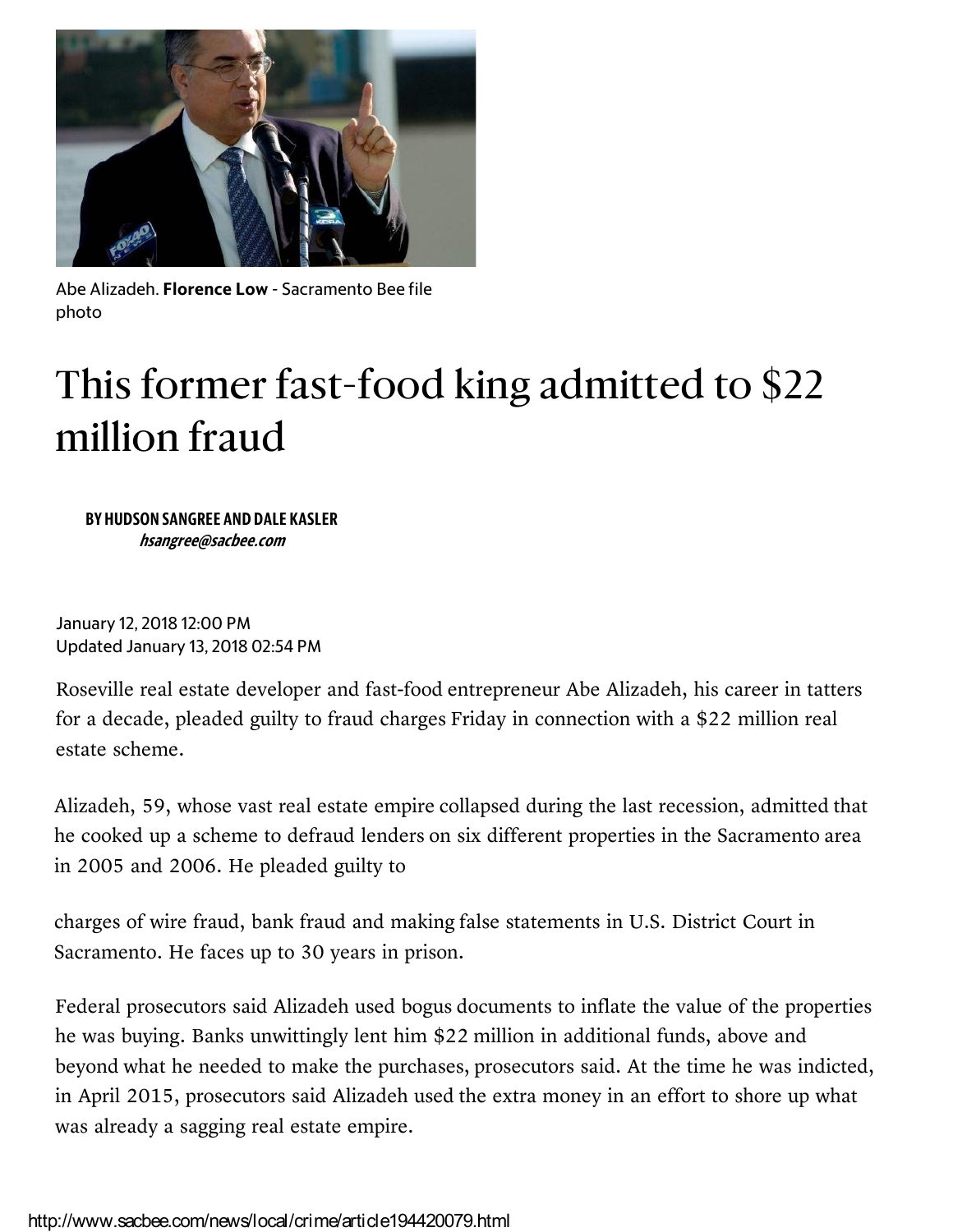Abe Alizadeh. **Florence Low** - Sacramento Bee file photo

# This former fast-food king admitted to $22 million fraud

**BY HUDSON SANGREE AND DALE KASLER**
*hsangree@sacbee.com*

January 12, 2018 12:00 PM
Updated January 13, 2018 02:54 PM

Roseville real estate developer and fast-food entrepreneur Abe Alizadeh, his career in tatters for a decade, pleaded guilty to fraud charges Friday in connection with a $22 million real estate scheme.

Alizadeh, 59, whose vast real estate empire collapsed during the last recession, admitted that he cooked up a scheme to defraud lenders on six different properties in the Sacramento area in 2005 and 2006. He pleaded guilty to charges of wire fraud, bank fraud and making false statements in U.S. District Court in Sacramento. He faces up to 30 years in prison.

Federal prosecutors said Alizadeh used bogus documents to inflate the value of the properties he was buying. Banks unwittingly lent him $22 million in additional funds, above and beyond what he needed to make the purchases, prosecutors said. At the time he was indicted, in April 2015, prosecutors said Alizadeh used the extra money in an effort to shore up what was already a sagging real estate empire.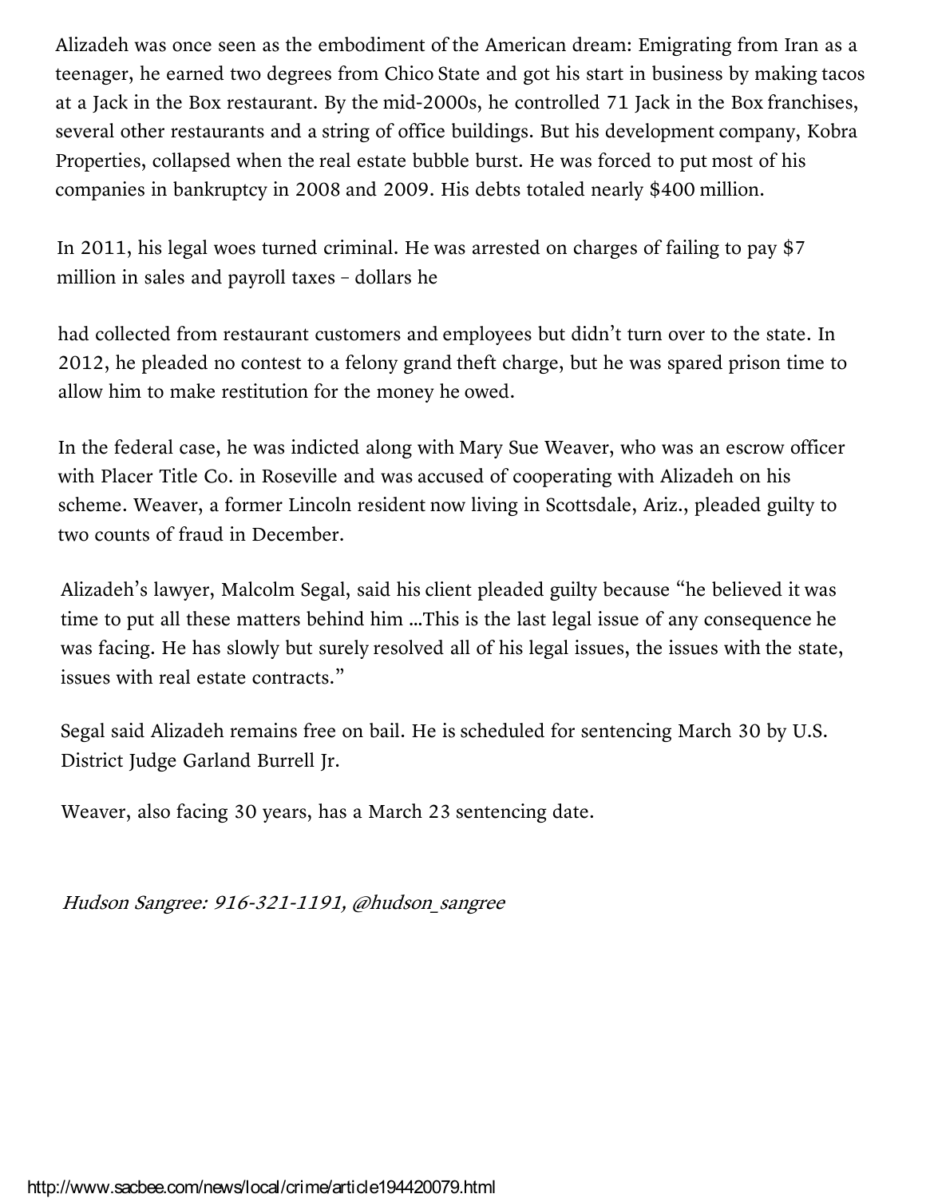Alizadeh was once seen as the embodiment of the American dream: Emigrating from Iran as a teenager, he earned two degrees from Chico State and got his start in business by making tacos at a Jack in the Box restaurant. By the mid-2000s, he controlled 71 Jack in the Box franchises, several other restaurants and a string of office buildings. But his development company, Kobra Properties, collapsed when the real estate bubble burst. He was forced to put most of his companies in bankruptcy in 2008 and 2009. His debts totaled nearly $400 million.

In 2011, his legal woes turned criminal. He was arrested on charges of failing to pay $7 million in sales and payroll taxes – dollars he had collected from restaurant customers and employees but didn't turn over to the state. In 2012, he pleaded no contest to a felony grand theft charge, but he was spared prison time to allow him to make restitution for the money he owed.

In the federal case, he was indicted along with Mary Sue Weaver, who was an escrow officer with Placer Title Co. in Roseville and was accused of cooperating with Alizadeh on his scheme. Weaver, a former Lincoln resident now living in Scottsdale, Ariz., pleaded guilty to two counts of fraud in December.

Alizadeh's lawyer, Malcolm Segal, said his client pleaded guilty because "he believed it was time to put all these matters behind him …This is the last legal issue of any consequence he was facing. He has slowly but surely resolved all of his legal issues, the issues with the state, issues with real estate contracts."

Segal said Alizadeh remains free on bail. He is scheduled for sentencing March 30 by U.S. District Judge Garland Burrell Jr.

Weaver, also facing 30 years, has a March 23 sentencing date.

*Hudson Sangree: 916-321-1191, @hudson_sangree*